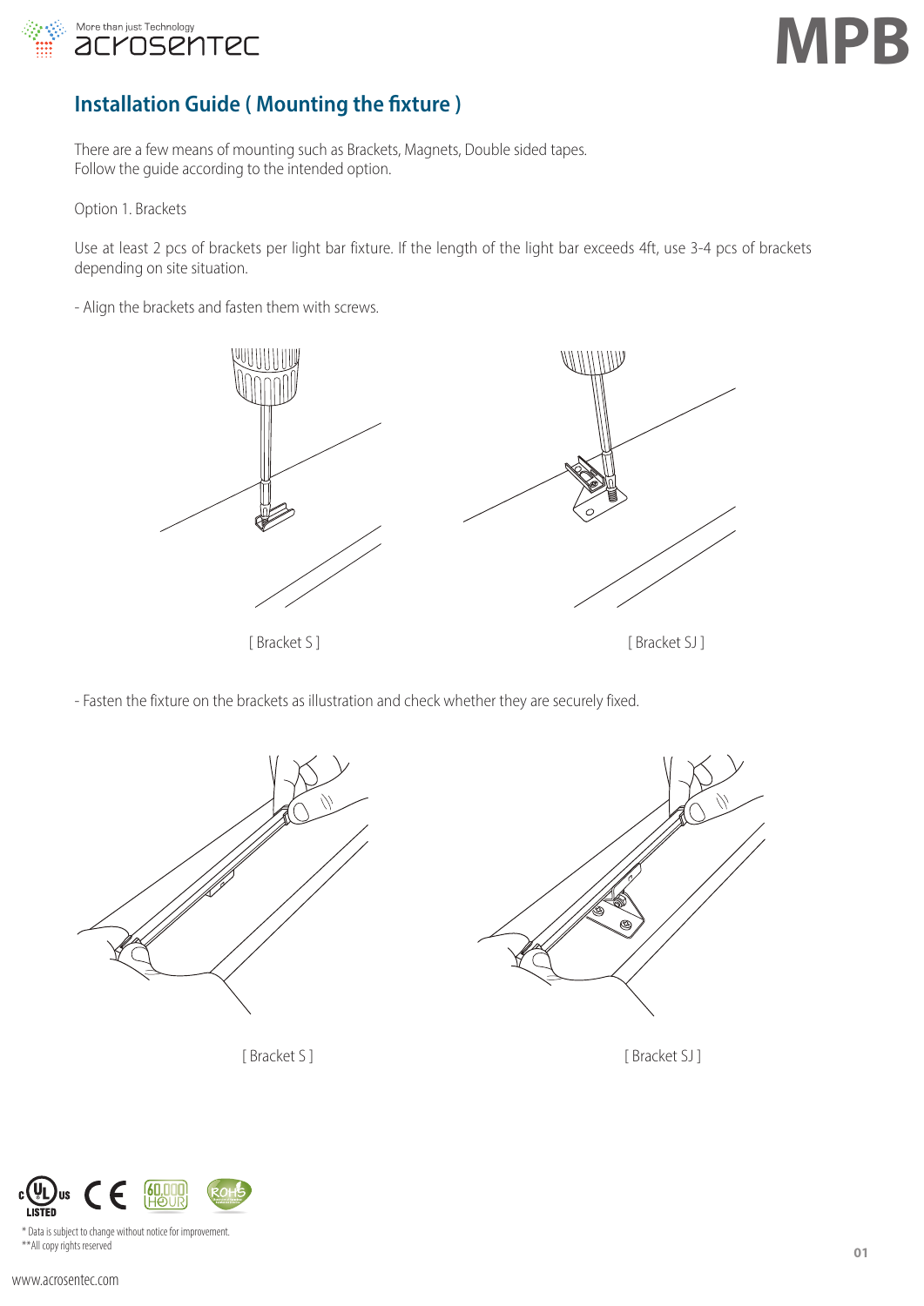# Installation Guide ( Mounting the fixture )

There are a few means of mounting such as Brackets, Magnets, Double sided tapes.
Follow the guide according to the intended option.

Option 1. Brackets

Use at least 2 pcs of brackets per light bar fixture. If the length of the light bar exceeds 4ft, use 3-4 pcs of brackets depending on site situation.

- Align the brackets and fasten them with screws.

[ Bracket S ]

[ Bracket SJ ]

- Fasten the fixture on the brackets as illustration and check whether they are securely fixed.

[ Bracket S ]

[ Bracket SJ ]

* Data is subject to change without notice for improvement.
**All copy rights reserved

www.acrosentec.com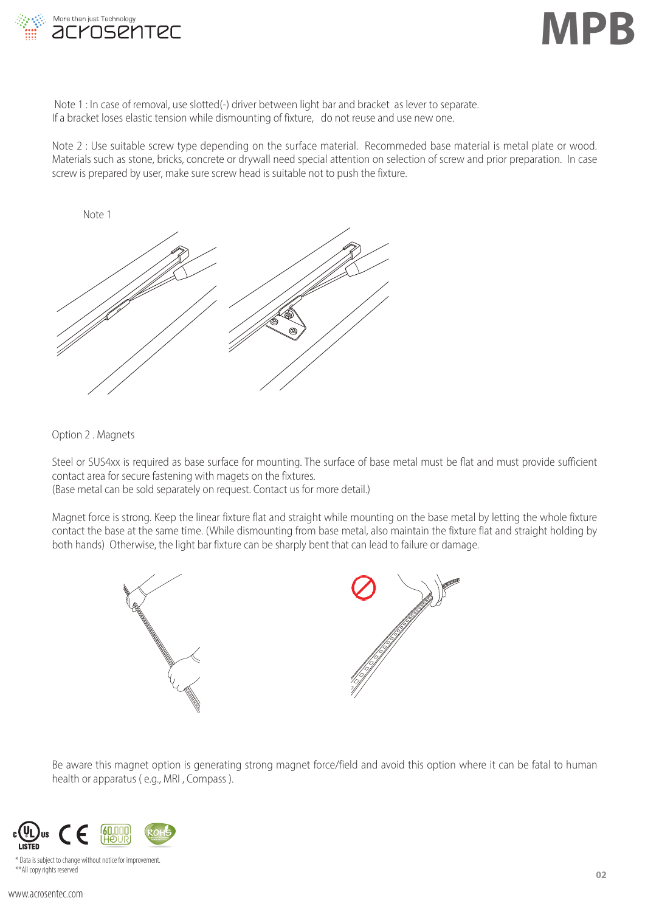Note 1 : In case of removal, use slotted(-) driver between light bar and bracket as lever to separate.
If a bracket loses elastic tension while dismounting of fixture, do not reuse and use new one.

Note 2 : Use suitable screw type depending on the surface material. Recommeded base material is metal plate or wood. Materials such as stone, bricks, concrete or drywall need special attention on selection of screw and prior preparation. In case screw is prepared by user, make sure screw head is suitable not to push the fixture.

Note 1

Option 2 . Magnets

Steel or SUS4xx is required as base surface for mounting. The surface of base metal must be flat and must provide sufficient contact area for secure fastening with magets on the fixtures.
(Base metal can be sold separately on request. Contact us for more detail.)

Magnet force is strong. Keep the linear fixture flat and straight while mounting on the base metal by letting the whole fixture contact the base at the same time. (While dismounting from base metal, also maintain the fixture flat and straight holding by both hands) Otherwise, the light bar fixture can be sharply bent that can lead to failure or damage.

Be aware this magnet option is generating strong magnet force/field and avoid this option where it can be fatal to human health or apparatus ( e.g., MRI , Compass ).

\* Data is subject to change without notice for improvement.
\*\*All copy rights reserved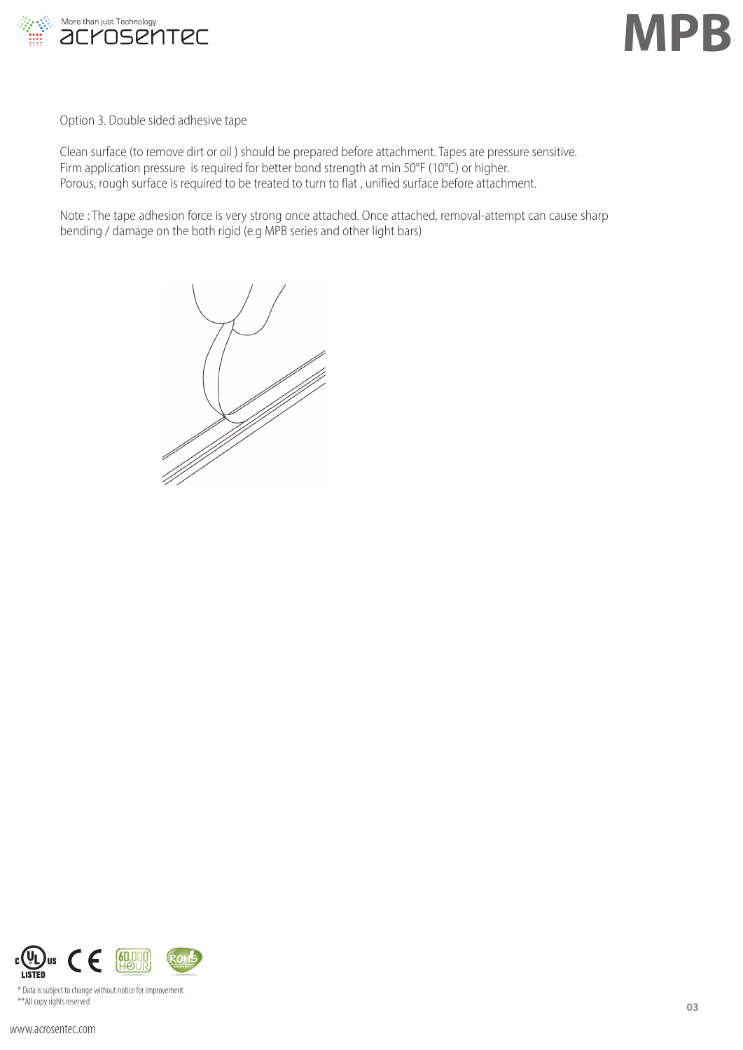Option 3. Double sided adhesive tape

Clean surface (to remove dirt or oil ) should be prepared before attachment. Tapes are pressure sensitive.
Firm application pressure is required for better bond strength at min 50°F (10°C) or higher.
Porous, rough surface is required to be treated to turn to flat , unified surface before attachment.

Note : The tape adhesion force is very strong once attached. Once attached, removal-attempt can cause sharp bending / damage on the both rigid (e.g MPB series and other light bars)

\* Data is subject to change without notice for improvement.
\*\*All copy rights reserved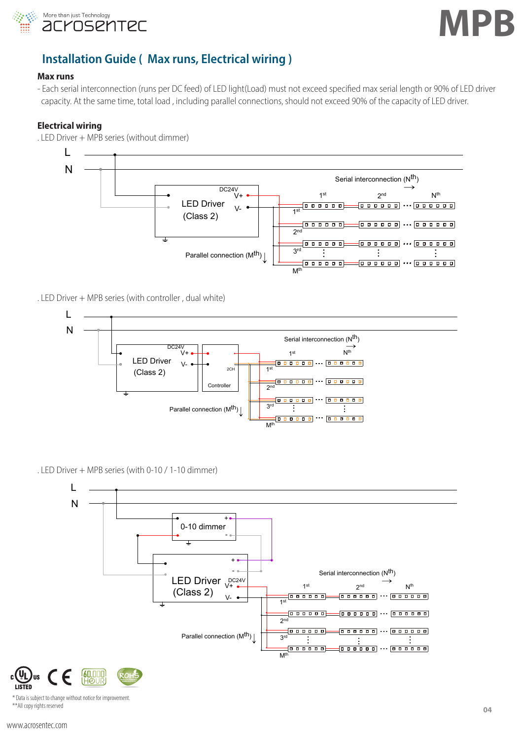## Installation Guide ( Max runs, Electrical wiring )

### Max runs

- Each serial interconnection (runs per DC feed) of LED light(Load) must not exceed specified max serial length or 90% of LED driver capacity. At the same time, total load , including parallel connections, should not exceed 90% of the capacity of LED driver.

### Electrical wiring

. LED Driver + MPB series (without dimmer)

L
N
DC24V
V+
V-
LED Driver
(Class 2)
Serial interconnection (N^th)
1st 2nd Nth
1st
2nd
3rd
Mth
Parallel connection (M^th)

. LED Driver + MPB series (with controller , dual white)

L
N
DC24V
V+
V-
LED Driver
(Class 2)
2CH
Controller
Serial interconnection (N^th)
1st Nth
1st
2nd
3rd
Mth
Parallel connection (M^th)

. LED Driver + MPB series (with 0-10 / 1-10 dimmer)

L
N
0-10 dimmer
+
-
+
-
LED Driver
(Class 2)
DC24V
V+
V-
Serial interconnection (N^th)
1st 2nd Nth
1st
2nd
3rd
Mth
Parallel connection (M^th)

* Data is subject to change without notice for improvement.
**All copy rights reserved

www.acrosentec.com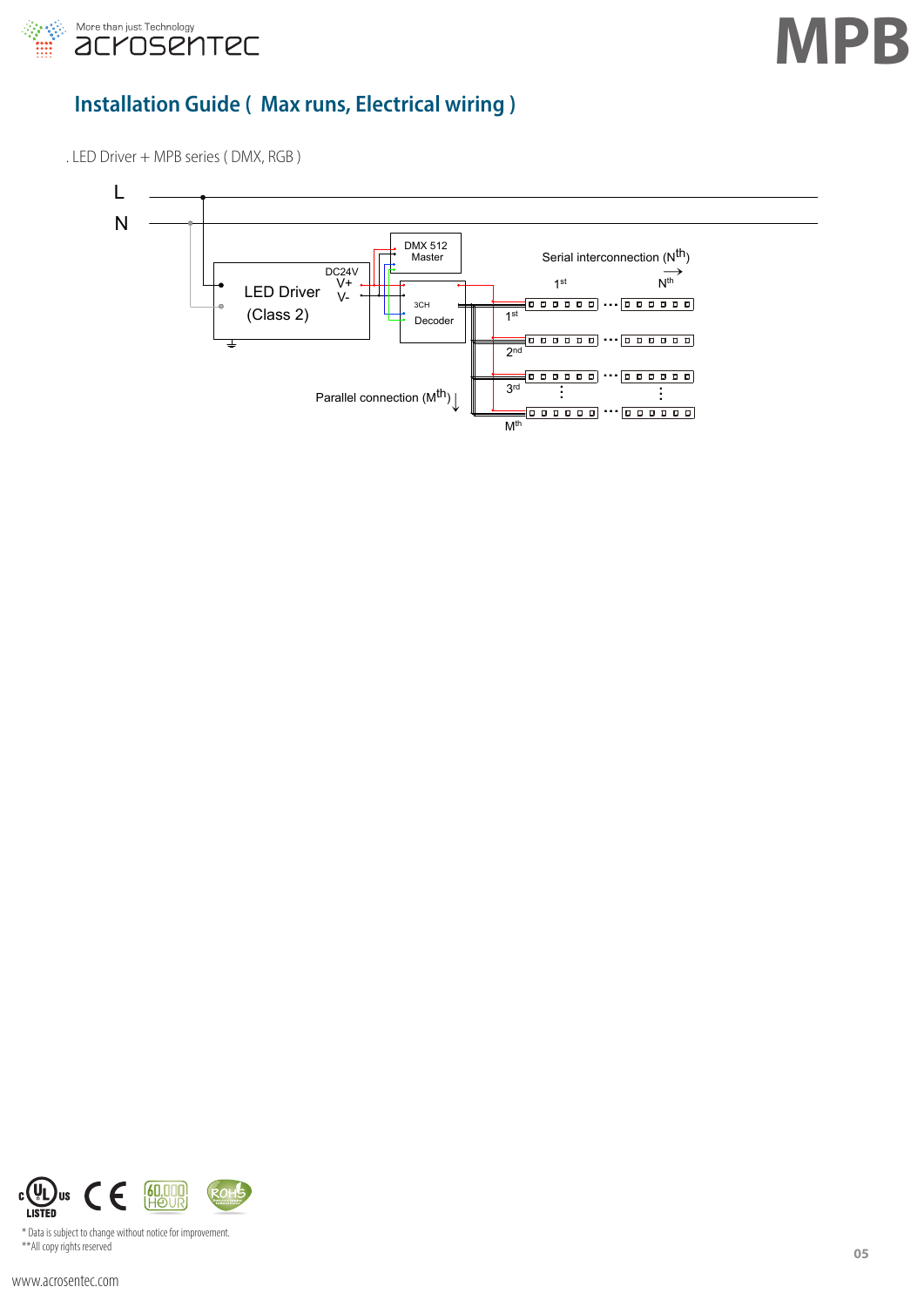## Installation Guide ( Max runs, Electrical wiring )

. LED Driver + MPB series ( DMX, RGB )

L

N

DMX 512 Master

DC24V

V+

V-

LED Driver

(Class 2)

3CH

Decoder

Serial interconnection (N[th])

1[st]

N[th]

1[st]

2[nd]

3[rd]

M[th]

Parallel connection (M[th])

* Data is subject to change without notice for improvement.
** All copy rights reserved

www.acrosentec.com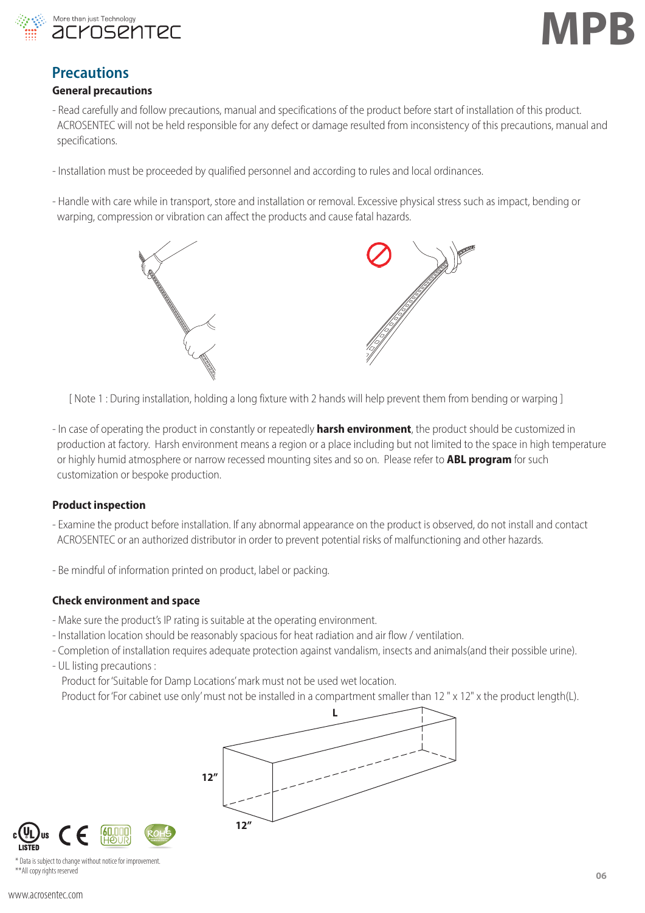## Precautions

### General precautions

- Read carefully and follow precautions, manual and specifications of the product before start of installation of this product. ACROSENTEC will not be held responsible for any defect or damage resulted from inconsistency of this precautions, manual and specifications.

- Installation must be proceeded by qualified personnel and according to rules and local ordinances.

- Handle with care while in transport, store and installation or removal. Excessive physical stress such as impact, bending or warping, compression or vibration can affect the products and cause fatal hazards.

[ Note 1 : During installation, holding a long fixture with 2 hands will help prevent them from bending or warping ]

- In case of operating the product in constantly or repeatedly **harsh environment**, the product should be customized in production at factory. Harsh environment means a region or a place including but not limited to the space in high temperature or highly humid atmosphere or narrow recessed mounting sites and so on. Please refer to **ABL program** for such customization or bespoke production.

### Product inspection

- Examine the product before installation. If any abnormal appearance on the product is observed, do not install and contact ACROSENTEC or an authorized distributor in order to prevent potential risks of malfunctioning and other hazards.

- Be mindful of information printed on product, label or packing.

### Check environment and space

- Make sure the product's IP rating is suitable at the operating environment.
- Installation location should be reasonably spacious for heat radiation and air flow / ventilation.
- Completion of installation requires adequate protection against vandalism, insects and animals(and their possible urine).
- UL listing precautions :
  Product for 'Suitable for Damp Locations' mark must not be used wet location.
  Product for 'For cabinet use only' must not be installed in a compartment smaller than 12 " x 12" x the product length(L).

L

12"

12"

\* Data is subject to change without notice for improvement.
\*\*All copy rights reserved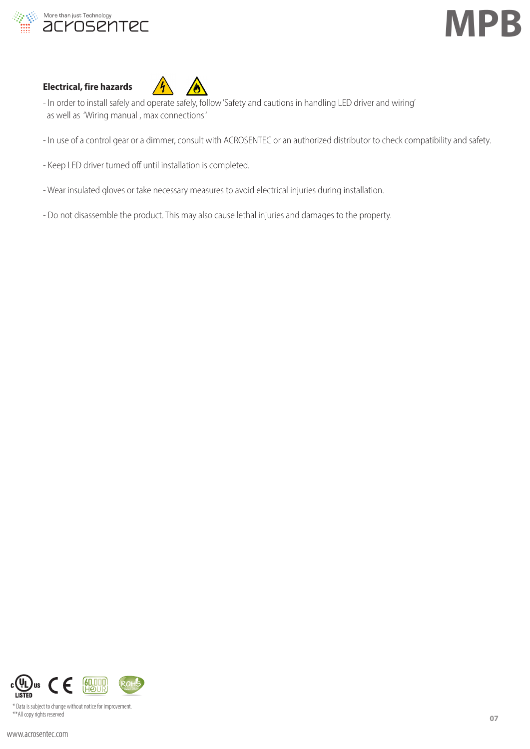**Electrical, fire hazards**

- In order to install safely and operate safely, follow 'Safety and cautions in handling LED driver and wiring' as well as 'Wiring manual , max connections'

- In use of a control gear or a dimmer, consult with ACROSENTEC or an authorized distributor to check compatibility and safety.

- Keep LED driver turned off until installation is completed.

- Wear insulated gloves or take necessary measures to avoid electrical injuries during installation.

- Do not disassemble the product. This may also cause lethal injuries and damages to the property.

\* Data is subject to change without notice for improvement.
\*\*All copy rights reserved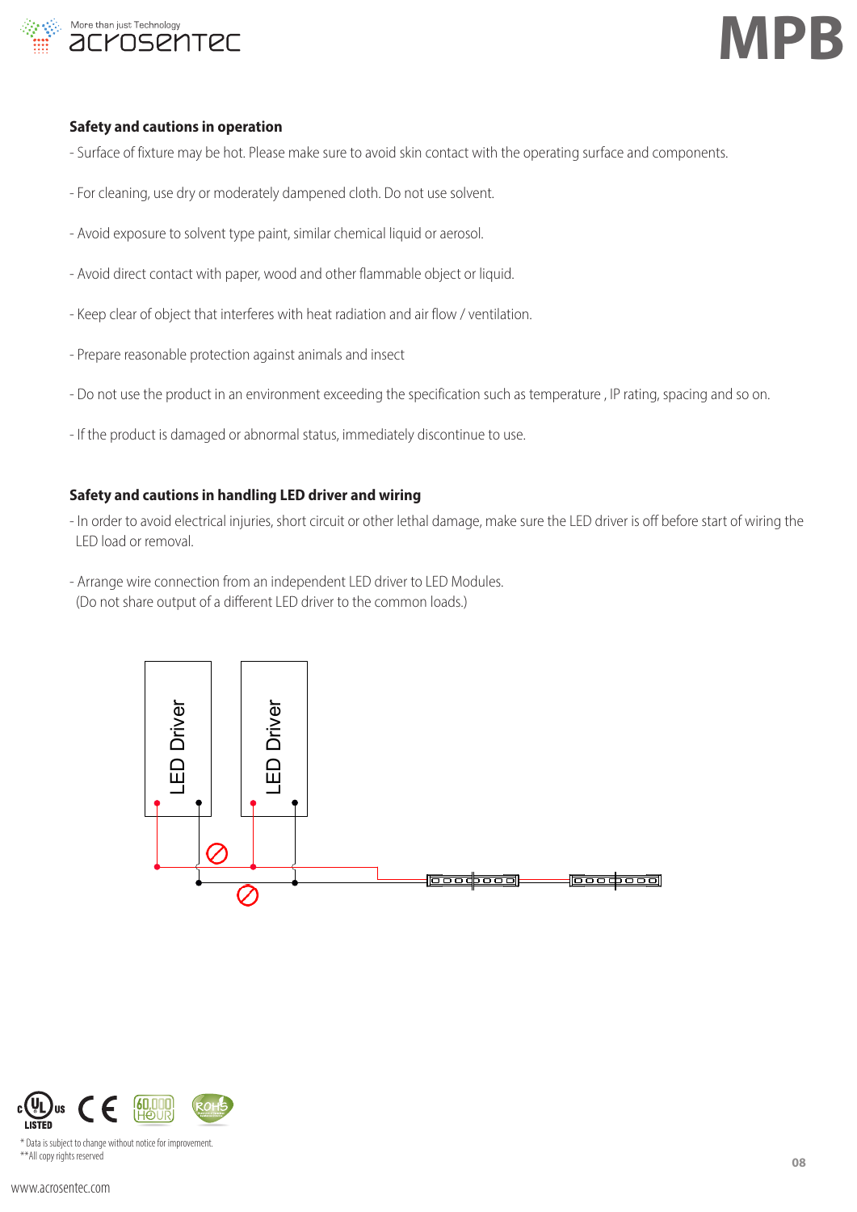### Safety and cautions in operation

- Surface of fixture may be hot. Please make sure to avoid skin contact with the operating surface and components.
- For cleaning, use dry or moderately dampened cloth. Do not use solvent.
- Avoid exposure to solvent type paint, similar chemical liquid or aerosol.
- Avoid direct contact with paper, wood and other flammable object or liquid.
- Keep clear of object that interferes with heat radiation and air flow / ventilation.
- Prepare reasonable protection against animals and insect
- Do not use the product in an environment exceeding the specification such as temperature , IP rating, spacing and so on.
- If the product is damaged or abnormal status, immediately discontinue to use.

### Safety and cautions in handling LED driver and wiring

- In order to avoid electrical injuries, short circuit or other lethal damage, make sure the LED driver is off before start of wiring the LED load or removal.
- Arrange wire connection from an independent LED driver to LED Modules. (Do not share output of a different LED driver to the common loads.)

LED Driver

LED Driver

* Data is subject to change without notice for improvement.
**All copy rights reserved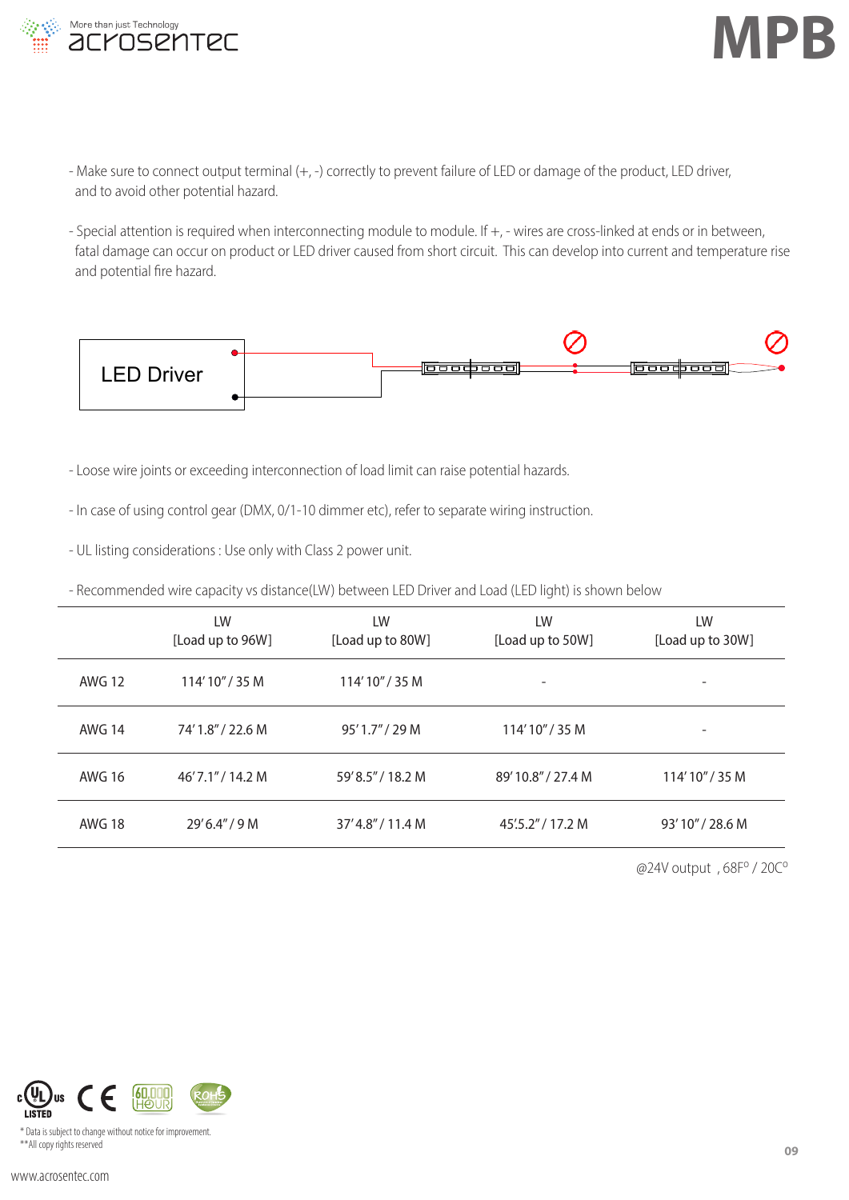- Make sure to connect output terminal (+, -) correctly to prevent failure of LED or damage of the product, LED driver, and to avoid other potential hazard.

- Special attention is required when interconnecting module to module. If +, - wires are cross-linked at ends or in between, fatal damage can occur on product or LED driver caused from short circuit. This can develop into current and temperature rise and potential fire hazard.

LED Driver

- Loose wire joints or exceeding interconnection of load limit can raise potential hazards.

- In case of using control gear (DMX, 0/1-10 dimmer etc), refer to separate wiring instruction.

- UL listing considerations : Use only with Class 2 power unit.

- Recommended wire capacity vs distance(LW) between LED Driver and Load (LED light) is shown below

| | LW [Load up to 96W] | LW [Load up to 80W] | LW [Load up to 50W] | LW [Load up to 30W] |
|---|---|---|---|---|
| AWG 12 | 114' 10" / 35 M | 114' 10" / 35 M | - | - |
| AWG 14 | 74' 1.8" / 22.6 M | 95' 1.7" / 29 M | 114' 10" / 35 M | - |
| AWG 16 | 46' 7.1" / 14.2 M | 59' 8.5" / 18.2 M | 89' 10.8" / 27.4 M | 114' 10" / 35 M |
| AWG 18 | 29' 6.4" / 9 M | 37' 4.8" / 11.4 M | 45'.5.2" / 17.2 M | 93' 10" / 28.6 M |

@24V output , 68F° / 20C°

* Data is subject to change without notice for improvement.
**All copy rights reserved